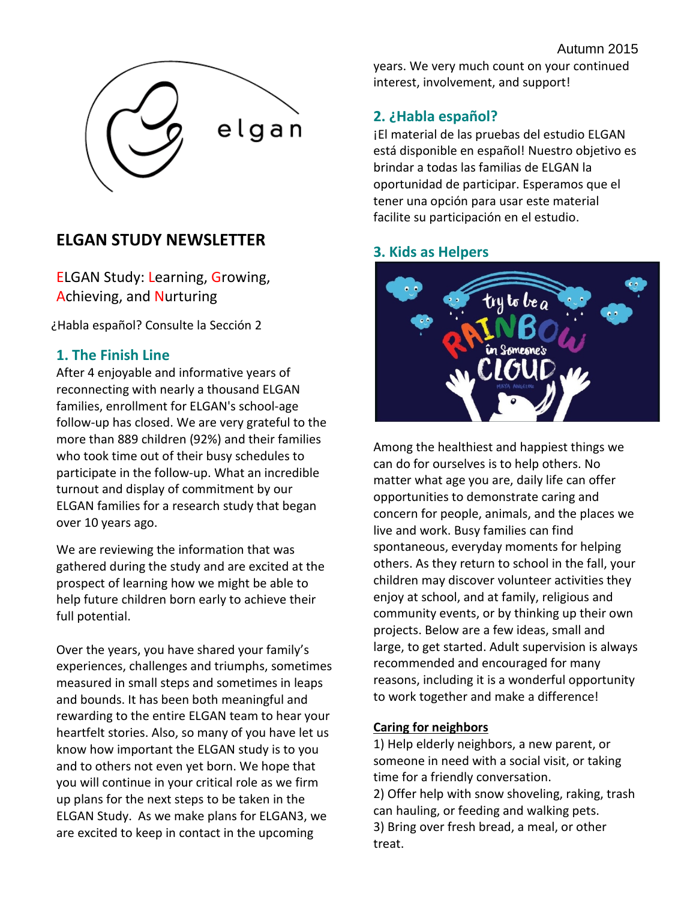Autumn 2015

elgan

## ELGAN STUDY NEWSLETTER

ELGAN Study: Learning, Growing, Achieving, and Nurturing

¿Habla español? Consulte la Sección 2

### 1. The Finish Line

After 4 enjoyable and informative years of reconnecting with nearly a thousand ELGAN families, enrollment for ELGAN's school-age follow-up has closed. We are very grateful to the more than 889 children (92%) and their families who took time out of their busy schedules to participate in the follow-up. What an incredible turnout and display of commitment by our ELGAN families for a research study that began over 10 years ago.

We are reviewing the information that was gathered during the study and are excited at the prospect of learning how we might be able to help future children born early to achieve their full potential.

Over the years, you have shared your family's experiences, challenges and triumphs, sometimes measured in small steps and sometimes in leaps and bounds. It has been both meaningful and rewarding to the entire ELGAN team to hear your heartfelt stories. Also, so many of you have let us know how important the ELGAN study is to you and to others not even yet born. We hope that you will continue in your critical role as we firm up plans for the next steps to be taken in the ELGAN Study. As we make plans for ELGAN3, we are excited to keep in contact in the upcoming years. We very much count on your continued interest, involvement, and support!

### 2. ¿Habla español?

¡El material de las pruebas del estudio ELGAN está disponible en español! Nuestro objetivo es brindar a todas las familias de ELGAN la oportunidad de participar. Esperamos que el tener una opción para usar este material facilite su participación en el estudio.

### 3. Kids as Helpers

try to be a RAINBOW in Someone's CLOUD
MAYA ANGELOU

Among the healthiest and happiest things we can do for ourselves is to help others. No matter what age you are, daily life can offer opportunities to demonstrate caring and concern for people, animals, and the places we live and work. Busy families can find spontaneous, everyday moments for helping others. As they return to school in the fall, your children may discover volunteer activities they enjoy at school, and at family, religious and community events, or by thinking up their own projects. Below are a few ideas, small and large, to get started. Adult supervision is always recommended and encouraged for many reasons, including it is a wonderful opportunity to work together and make a difference!

**Caring for neighbors**

1) Help elderly neighbors, a new parent, or someone in need with a social visit, or taking time for a friendly conversation.
2) Offer help with snow shoveling, raking, trash can hauling, or feeding and walking pets.
3) Bring over fresh bread, a meal, or other treat.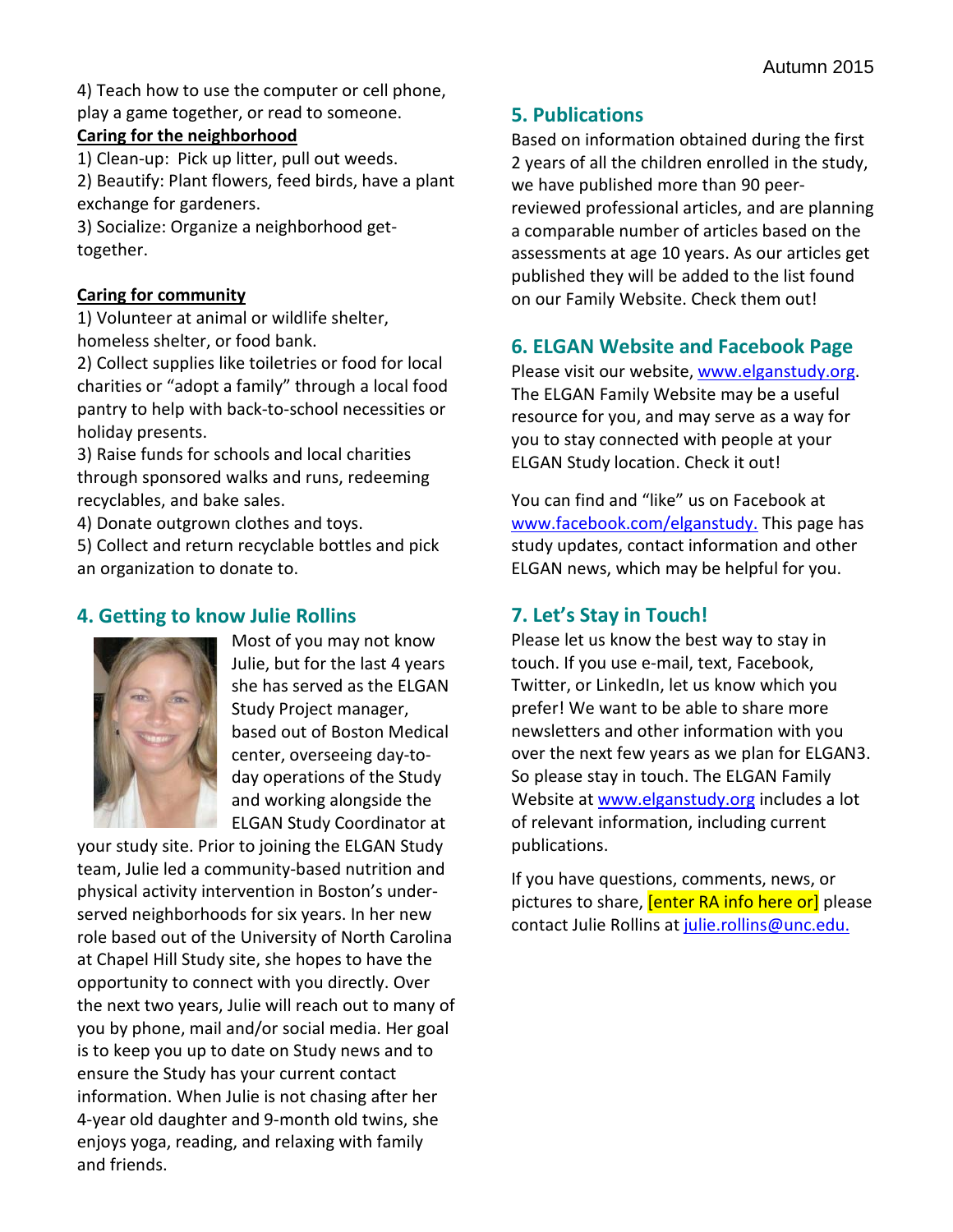4) Teach how to use the computer or cell phone, play a game together, or read to someone.

**Caring for the neighborhood**

1) Clean-up: Pick up litter, pull out weeds.
2) Beautify: Plant flowers, feed birds, have a plant exchange for gardeners.
3) Socialize: Organize a neighborhood get-together.

**Caring for community**

1) Volunteer at animal or wildlife shelter, homeless shelter, or food bank.
2) Collect supplies like toiletries or food for local charities or "adopt a family" through a local food pantry to help with back-to-school necessities or holiday presents.
3) Raise funds for schools and local charities through sponsored walks and runs, redeeming recyclables, and bake sales.
4) Donate outgrown clothes and toys.
5) Collect and return recyclable bottles and pick an organization to donate to.

## 4. Getting to know Julie Rollins

Most of you may not know Julie, but for the last 4 years she has served as the ELGAN Study Project manager, based out of Boston Medical center, overseeing day-to-day operations of the Study and working alongside the ELGAN Study Coordinator at your study site. Prior to joining the ELGAN Study team, Julie led a community-based nutrition and physical activity intervention in Boston's under-served neighborhoods for six years. In her new role based out of the University of North Carolina at Chapel Hill Study site, she hopes to have the opportunity to connect with you directly. Over the next two years, Julie will reach out to many of you by phone, mail and/or social media. Her goal is to keep you up to date on Study news and to ensure the Study has your current contact information. When Julie is not chasing after her 4-year old daughter and 9-month old twins, she enjoys yoga, reading, and relaxing with family and friends.

## 5. Publications

Based on information obtained during the first 2 years of all the children enrolled in the study, we have published more than 90 peer-reviewed professional articles, and are planning a comparable number of articles based on the assessments at age 10 years. As our articles get published they will be added to the list found on our Family Website. Check them out!

## 6. ELGAN Website and Facebook Page

Please visit our website, www.elganstudy.org. The ELGAN Family Website may be a useful resource for you, and may serve as a way for you to stay connected with people at your ELGAN Study location. Check it out!

You can find and "like" us on Facebook at www.facebook.com/elganstudy. This page has study updates, contact information and other ELGAN news, which may be helpful for you.

## 7. Let's Stay in Touch!

Please let us know the best way to stay in touch. If you use e-mail, text, Facebook, Twitter, or LinkedIn, let us know which you prefer! We want to be able to share more newsletters and other information with you over the next few years as we plan for ELGAN3. So please stay in touch. The ELGAN Family Website at www.elganstudy.org includes a lot of relevant information, including current publications.

If you have questions, comments, news, or pictures to share, [enter RA info here or] please contact Julie Rollins at julie.rollins@unc.edu.